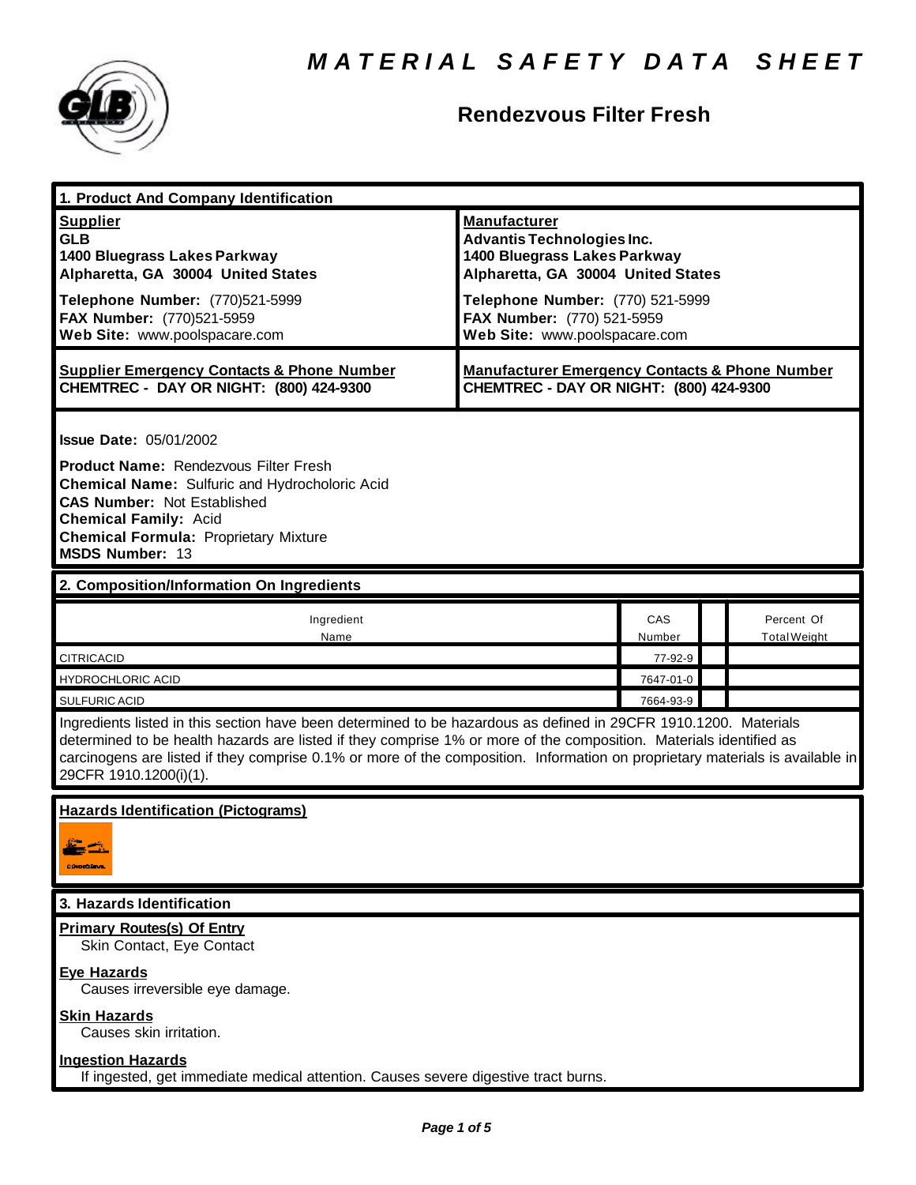# MATERIAL SAFETY DATA SHEET

## Rendezvous Filter Fresh

### 1. Product And Company Identification

**Supplier**
**GLB**
**1400 Bluegrass Lakes Parkway**
**Alpharetta, GA 30004 United States**

**Telephone Number:** (770)521-5999
**FAX Number:** (770)521-5959
**Web Site:** www.poolspacare.com

**Manufacturer**
**Advantis Technologies Inc.**
**1400 Bluegrass Lakes Parkway**
**Alpharetta, GA 30004 United States**

**Telephone Number:** (770) 521-5999
**FAX Number:** (770) 521-5959
**Web Site:** www.poolspacare.com

**Supplier Emergency Contacts & Phone Number**
**CHEMTREC - DAY OR NIGHT: (800) 424-9300**

**Manufacturer Emergency Contacts & Phone Number**
**CHEMTREC - DAY OR NIGHT: (800) 424-9300**

**Issue Date:** 05/01/2002

**Product Name:** Rendezvous Filter Fresh
**Chemical Name:** Sulfuric and Hydrocholoric Acid
**CAS Number:** Not Established
**Chemical Family:** Acid
**Chemical Formula:** Proprietary Mixture
**MSDS Number:** 13

### 2. Composition/Information On Ingredients

| Ingredient Name | CAS Number | | Percent Of Total Weight |
|---|---|---|---|
| CITRICACID | 77-92-9 | | |
| HYDROCHLORIC ACID | 7647-01-0 | | |
| SULFURIC ACID | 7664-93-9 | | |

Ingredients listed in this section have been determined to be hazardous as defined in 29CFR 1910.1200. Materials determined to be health hazards are listed if they comprise 1% or more of the composition. Materials identified as carcinogens are listed if they comprise 0.1% or more of the composition. Information on proprietary materials is available in 29CFR 1910.1200(i)(1).

**Hazards Identification (Pictograms)**

CORROSIVE

### 3. Hazards Identification

**Primary Routes(s) Of Entry**
Skin Contact, Eye Contact

**Eye Hazards**
Causes irreversible eye damage.

**Skin Hazards**
Causes skin irritation.

**Ingestion Hazards**
If ingested, get immediate medical attention. Causes severe digestive tract burns.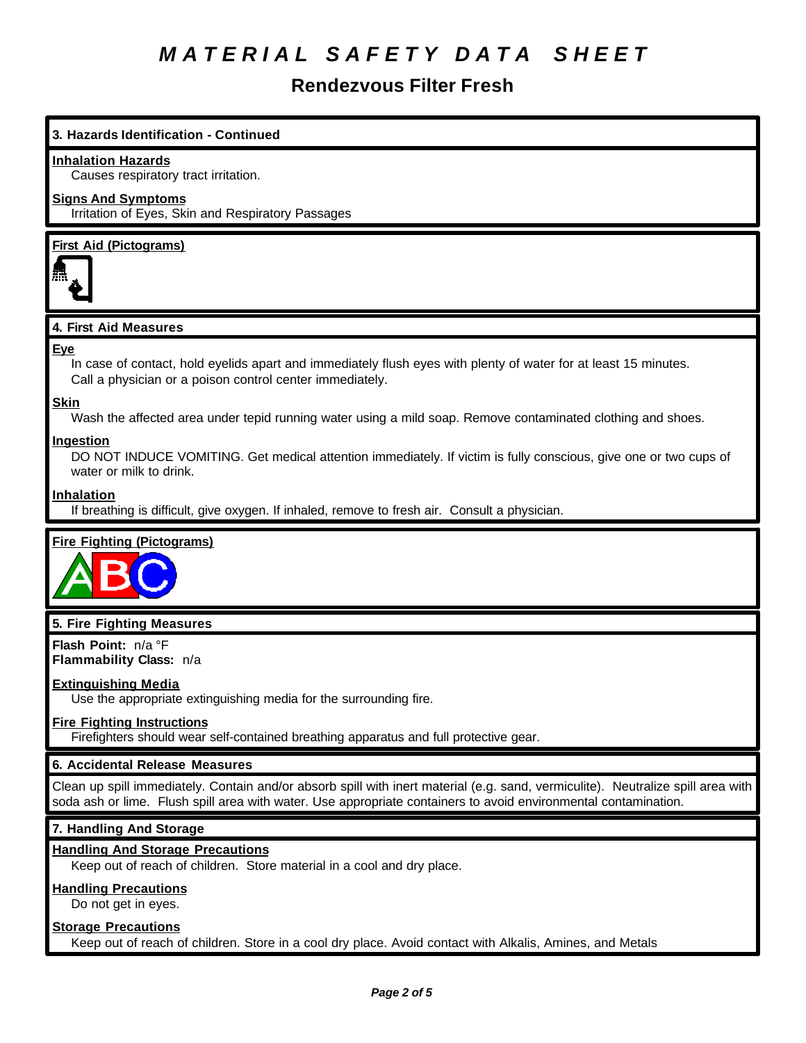# MATERIAL SAFETY DATA SHEET

## Rendezvous Filter Fresh

### 3. Hazards Identification - Continued

**Inhalation Hazards**
Causes respiratory tract irritation.

**Signs And Symptoms**
Irritation of Eyes, Skin and Respiratory Passages

**First Aid (Pictograms)**

### 4. First Aid Measures

**Eye**
In case of contact, hold eyelids apart and immediately flush eyes with plenty of water for at least 15 minutes. Call a physician or a poison control center immediately.

**Skin**
Wash the affected area under tepid running water using a mild soap. Remove contaminated clothing and shoes.

**Ingestion**
DO NOT INDUCE VOMITING. Get medical attention immediately. If victim is fully conscious, give one or two cups of water or milk to drink.

**Inhalation**
If breathing is difficult, give oxygen. If inhaled, remove to fresh air. Consult a physician.

**Fire Fighting (Pictograms)**

### 5. Fire Fighting Measures

**Flash Point:** n/a °F
**Flammability Class:** n/a

**Extinguishing Media**
Use the appropriate extinguishing media for the surrounding fire.

**Fire Fighting Instructions**
Firefighters should wear self-contained breathing apparatus and full protective gear.

### 6. Accidental Release Measures

Clean up spill immediately. Contain and/or absorb spill with inert material (e.g. sand, vermiculite). Neutralize spill area with soda ash or lime. Flush spill area with water. Use appropriate containers to avoid environmental contamination.

### 7. Handling And Storage

**Handling And Storage Precautions**
Keep out of reach of children. Store material in a cool and dry place.

**Handling Precautions**
Do not get in eyes.

**Storage Precautions**
Keep out of reach of children. Store in a cool dry place. Avoid contact with Alkalis, Amines, and Metals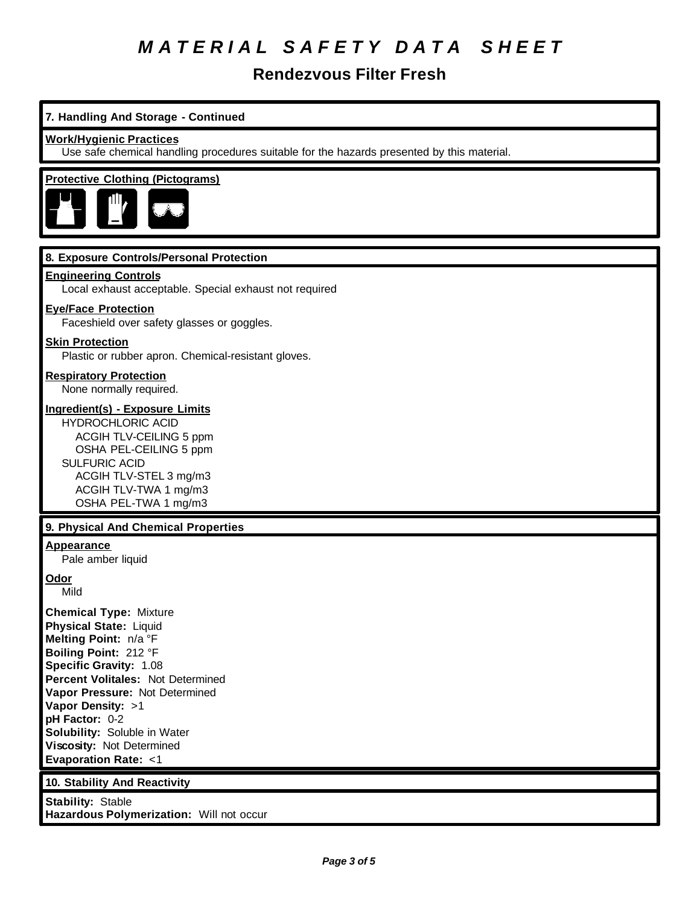# MATERIAL SAFETY DATA SHEET

## Rendezvous Filter Fresh

### 7. Handling And Storage - Continued

**Work/Hygienic Practices**

Use safe chemical handling procedures suitable for the hazards presented by this material.

**Protective Clothing (Pictograms)**

### 8. Exposure Controls/Personal Protection

**Engineering Controls**

Local exhaust acceptable. Special exhaust not required

**Eye/Face Protection**

Faceshield over safety glasses or goggles.

**Skin Protection**

Plastic or rubber apron. Chemical-resistant gloves.

**Respiratory Protection**

None normally required.

**Ingredient(s) - Exposure Limits**

HYDROCHLORIC ACID
- ACGIH TLV-CEILING 5 ppm
- OSHA PEL-CEILING 5 ppm

SULFURIC ACID
- ACGIH TLV-STEL 3 mg/m3
- ACGIH TLV-TWA 1 mg/m3
- OSHA PEL-TWA 1 mg/m3

### 9. Physical And Chemical Properties

**Appearance**

Pale amber liquid

**Odor**

Mild

**Chemical Type:** Mixture
**Physical State:** Liquid
**Melting Point:** n/a °F
**Boiling Point:** 212 °F
**Specific Gravity:** 1.08
**Percent Volitales:** Not Determined
**Vapor Pressure:** Not Determined
**Vapor Density:** >1
**pH Factor:** 0-2
**Solubility:** Soluble in Water
**Viscosity:** Not Determined
**Evaporation Rate:** <1

### 10. Stability And Reactivity

**Stability:** Stable
**Hazardous Polymerization:** Will not occur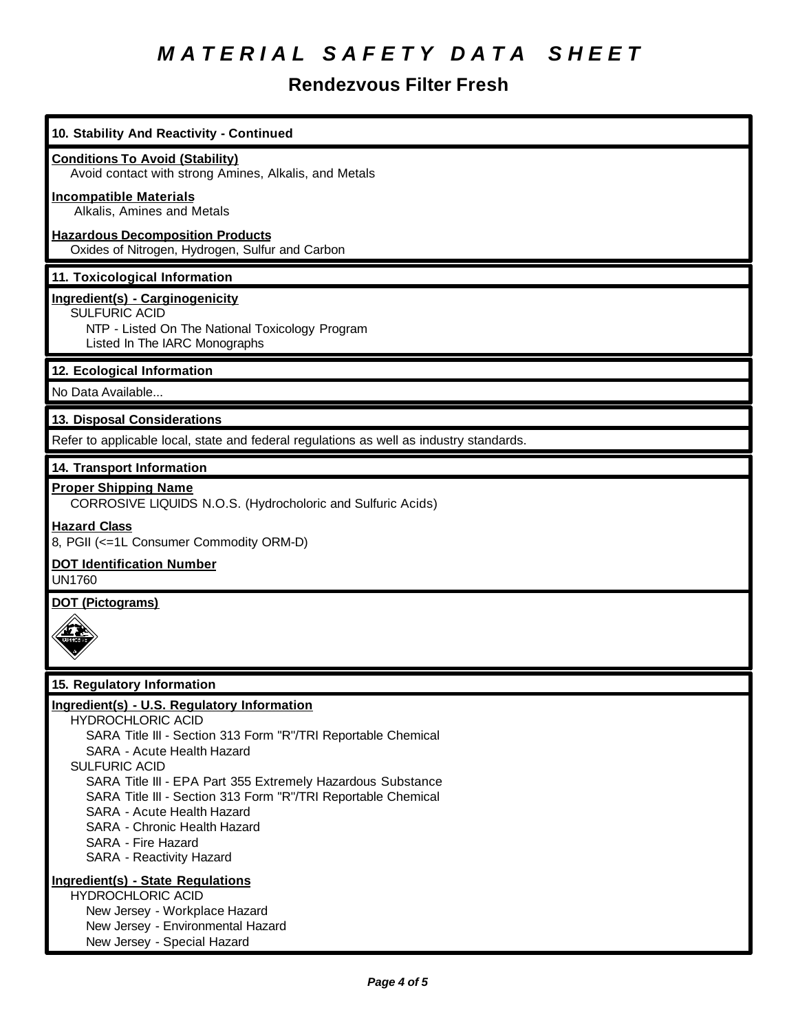# *MATERIAL SAFETY DATA SHEET*

## Rendezvous Filter Fresh

### 10. Stability And Reactivity - Continued

**Conditions To Avoid (Stability)**
Avoid contact with strong Amines, Alkalis, and Metals

**Incompatible Materials**
Alkalis, Amines and Metals

**Hazardous Decomposition Products**
Oxides of Nitrogen, Hydrogen, Sulfur and Carbon

### 11. Toxicological Information

**Ingredient(s) - Carginogenicity**
SULFURIC ACID
- NTP - Listed On The National Toxicology Program
- Listed In The IARC Monographs

### 12. Ecological Information

No Data Available...

### 13. Disposal Considerations

Refer to applicable local, state and federal regulations as well as industry standards.

### 14. Transport Information

**Proper Shipping Name**
CORROSIVE LIQUIDS N.O.S. (Hydrocholoric and Sulfuric Acids)

**Hazard Class**
8, PGII (<=1L Consumer Commodity ORM-D)

**DOT Identification Number**
UN1760

**DOT (Pictograms)**

### 15. Regulatory Information

**Ingredient(s) - U.S. Regulatory Information**

HYDROCHLORIC ACID
- SARA Title III - Section 313 Form "R"/TRI Reportable Chemical
- SARA - Acute Health Hazard

SULFURIC ACID
- SARA Title III - EPA Part 355 Extremely Hazardous Substance
- SARA Title III - Section 313 Form "R"/TRI Reportable Chemical
- SARA - Acute Health Hazard
- SARA - Chronic Health Hazard
- SARA - Fire Hazard
- SARA - Reactivity Hazard

**Ingredient(s) - State Regulations**

HYDROCHLORIC ACID
- New Jersey - Workplace Hazard
- New Jersey - Environmental Hazard
- New Jersey - Special Hazard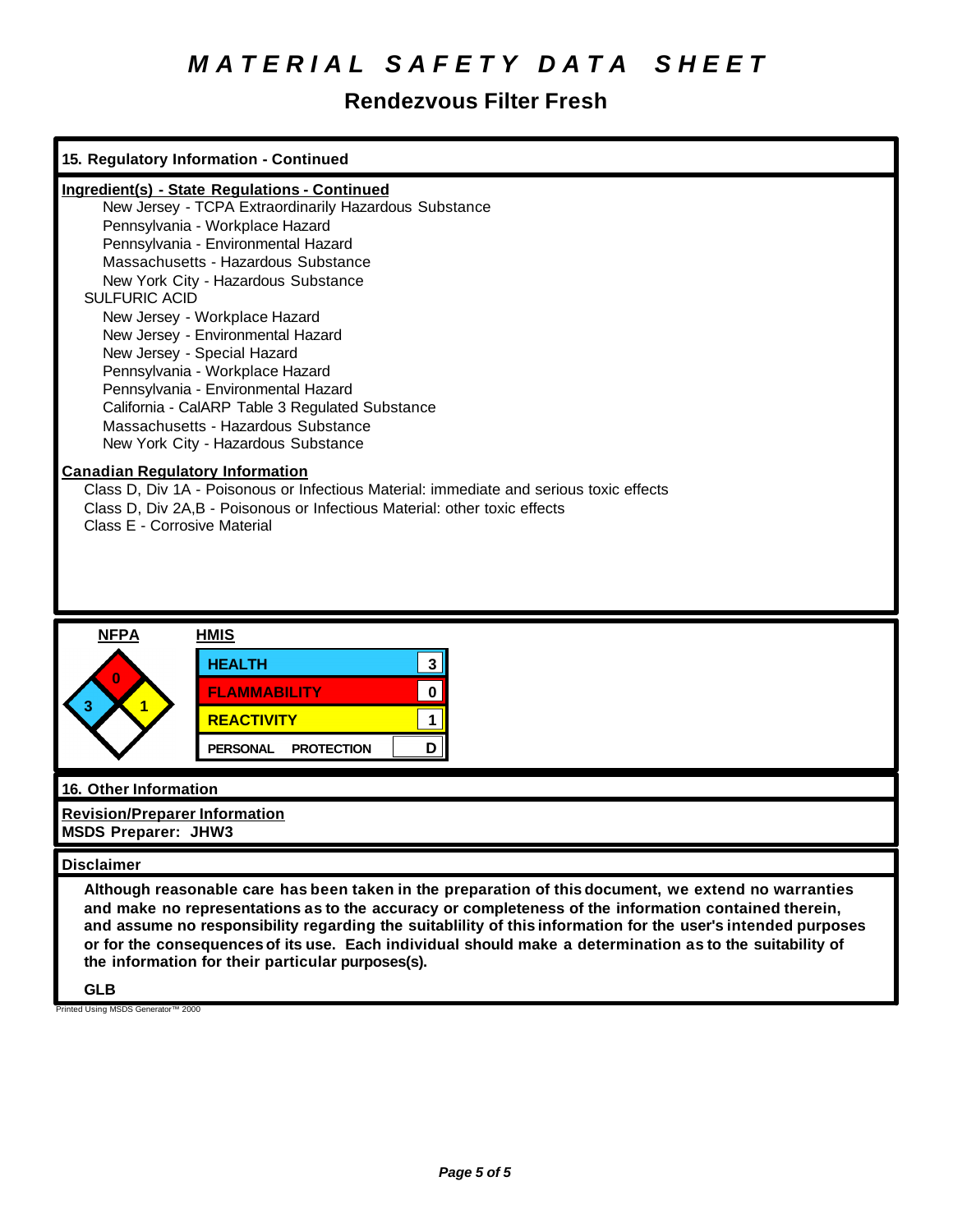# MATERIAL SAFETY DATA SHEET

## Rendezvous Filter Fresh

### 15. Regulatory Information - Continued

**Ingredient(s) - State Regulations - Continued**

- New Jersey - TCPA Extraordinarily Hazardous Substance
- Pennsylvania - Workplace Hazard
- Pennsylvania - Environmental Hazard
- Massachusetts - Hazardous Substance
- New York City - Hazardous Substance

SULFURIC ACID

- New Jersey - Workplace Hazard
- New Jersey - Environmental Hazard
- New Jersey - Special Hazard
- Pennsylvania - Workplace Hazard
- Pennsylvania - Environmental Hazard
- California - CalARP Table 3 Regulated Substance
- Massachusetts - Hazardous Substance
- New York City - Hazardous Substance

**Canadian Regulatory Information**

Class D, Div 1A - Poisonous or Infectious Material: immediate and serious toxic effects
Class D, Div 2A,B - Poisonous or Infectious Material: other toxic effects
Class E - Corrosive Material

**NFPA**

Flammability: 0
Health: 3
Reactivity: 1

**HMIS**

| | |
|---|---|
| HEALTH | 3 |
| FLAMMABILITY | 0 |
| REACTIVITY | 1 |
| PERSONAL PROTECTION | D |

### 16. Other Information

**Revision/Preparer Information**

**MSDS Preparer: JHW3**

**Disclaimer**

**Although reasonable care has been taken in the preparation of this document, we extend no warranties and make no representations as to the accuracy or completeness of the information contained therein, and assume no responsibility regarding the suitablility of this information for the user's intended purposes or for the consequences of its use. Each individual should make a determination as to the suitability of the information for their particular purposes(s).**

**GLB**

Printed Using MSDS Generator™ 2000